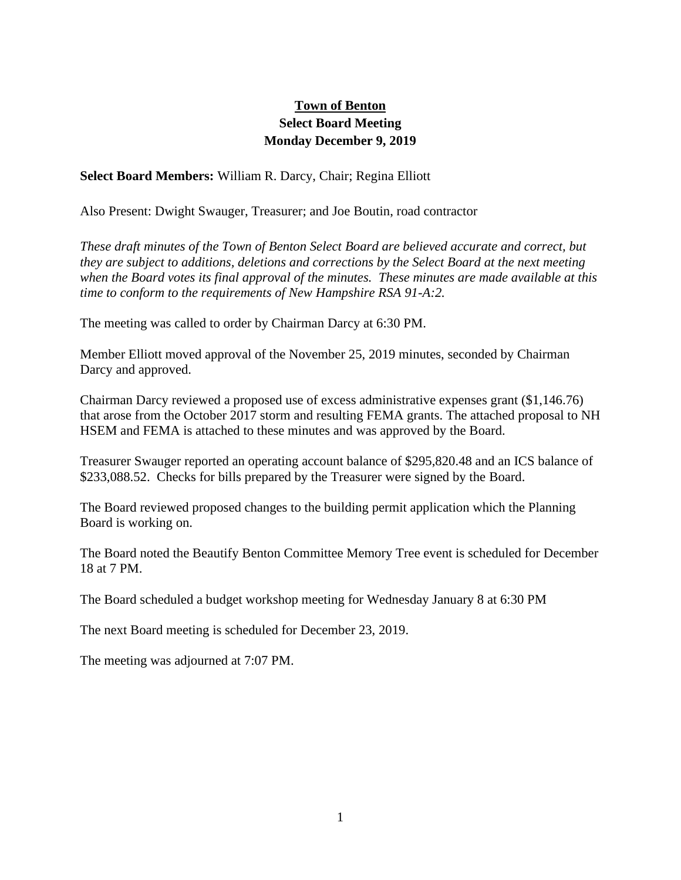# Town of Benton

## Select Board Meeting

## Monday December 9, 2019

**Select Board Members:** William R. Darcy, Chair; Regina Elliott

Also Present: Dwight Swauger, Treasurer; and Joe Boutin, road contractor

*These draft minutes of the Town of Benton Select Board are believed accurate and correct, but they are subject to additions, deletions and corrections by the Select Board at the next meeting when the Board votes its final approval of the minutes. These minutes are made available at this time to conform to the requirements of New Hampshire RSA 91-A:2.*

The meeting was called to order by Chairman Darcy at 6:30 PM.

Member Elliott moved approval of the November 25, 2019 minutes, seconded by Chairman Darcy and approved.

Chairman Darcy reviewed a proposed use of excess administrative expenses grant ($1,146.76) that arose from the October 2017 storm and resulting FEMA grants. The attached proposal to NH HSEM and FEMA is attached to these minutes and was approved by the Board.

Treasurer Swauger reported an operating account balance of $295,820.48 and an ICS balance of $233,088.52. Checks for bills prepared by the Treasurer were signed by the Board.

The Board reviewed proposed changes to the building permit application which the Planning Board is working on.

The Board noted the Beautify Benton Committee Memory Tree event is scheduled for December 18 at 7 PM.

The Board scheduled a budget workshop meeting for Wednesday January 8 at 6:30 PM

The next Board meeting is scheduled for December 23, 2019.

The meeting was adjourned at 7:07 PM.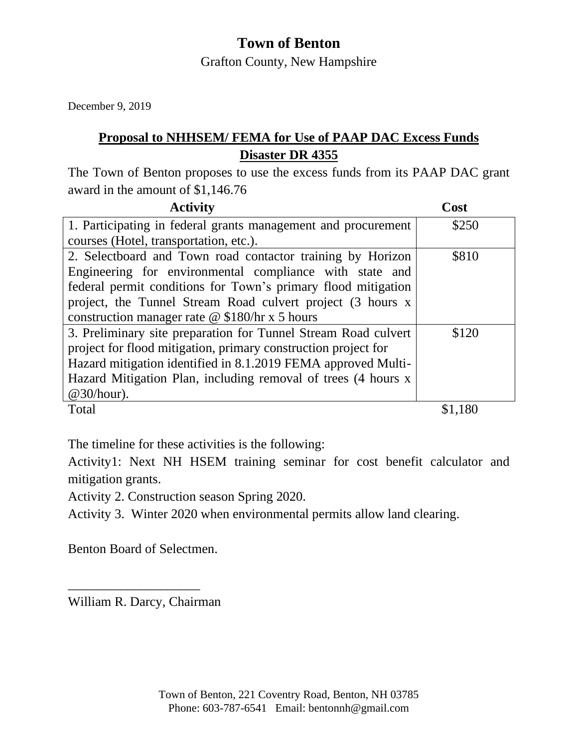# Town of Benton

Grafton County, New Hampshire

December 9, 2019

## Proposal to NHHSEM/ FEMA for Use of PAAP DAC Excess Funds
## Disaster DR 4355

The Town of Benton proposes to use the excess funds from its PAAP DAC grant award in the amount of $1,146.76

| Activity | Cost |
|---|---|
| 1. Participating in federal grants management and procurement courses (Hotel, transportation, etc.). | $250 |
| 2. Selectboard and Town road contactor training by Horizon Engineering for environmental compliance with state and federal permit conditions for Town's primary flood mitigation project, the Tunnel Stream Road culvert project (3 hours x construction manager rate @ $180/hr x 5 hours | $810 |
| 3. Preliminary site preparation for Tunnel Stream Road culvert project for flood mitigation, primary construction project for Hazard mitigation identified in 8.1.2019 FEMA approved Multi-Hazard Mitigation Plan, including removal of trees (4 hours x @30/hour). | $120 |
| Total | $1,180 |

The timeline for these activities is the following:

Activity1: Next NH HSEM training seminar for cost benefit calculator and mitigation grants.

Activity 2. Construction season Spring 2020.

Activity 3. Winter 2020 when environmental permits allow land clearing.

Benton Board of Selectmen.

____________________

William R. Darcy, Chairman

Town of Benton, 221 Coventry Road, Benton, NH 03785
Phone: 603-787-6541 Email: bentonnh@gmail.com